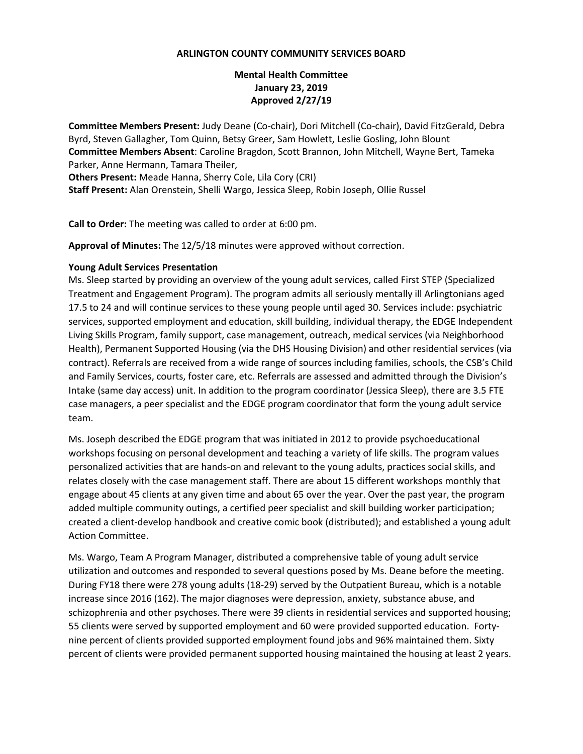**ARLINGTON COUNTY COMMUNITY SERVICES BOARD**

**Mental Health Committee**
**January 23, 2019**
**Approved 2/27/19**

**Committee Members Present:** Judy Deane (Co-chair), Dori Mitchell (Co-chair), David FitzGerald, Debra Byrd, Steven Gallagher, Tom Quinn, Betsy Greer, Sam Howlett, Leslie Gosling, John Blount
**Committee Members Absent**: Caroline Bragdon, Scott Brannon, John Mitchell, Wayne Bert, Tameka Parker, Anne Hermann, Tamara Theiler,
**Others Present:** Meade Hanna, Sherry Cole, Lila Cory (CRI)
**Staff Present:** Alan Orenstein, Shelli Wargo, Jessica Sleep, Robin Joseph, Ollie Russel

**Call to Order:** The meeting was called to order at 6:00 pm.

**Approval of Minutes:** The 12/5/18 minutes were approved without correction.

**Young Adult Services Presentation**

Ms. Sleep started by providing an overview of the young adult services, called First STEP (Specialized Treatment and Engagement Program). The program admits all seriously mentally ill Arlingtonians aged 17.5 to 24 and will continue services to these young people until aged 30. Services include: psychiatric services, supported employment and education, skill building, individual therapy, the EDGE Independent Living Skills Program, family support, case management, outreach, medical services (via Neighborhood Health), Permanent Supported Housing (via the DHS Housing Division) and other residential services (via contract). Referrals are received from a wide range of sources including families, schools, the CSB's Child and Family Services, courts, foster care, etc. Referrals are assessed and admitted through the Division's Intake (same day access) unit. In addition to the program coordinator (Jessica Sleep), there are 3.5 FTE case managers, a peer specialist and the EDGE program coordinator that form the young adult service team.

Ms. Joseph described the EDGE program that was initiated in 2012 to provide psychoeducational workshops focusing on personal development and teaching a variety of life skills. The program values personalized activities that are hands-on and relevant to the young adults, practices social skills, and relates closely with the case management staff. There are about 15 different workshops monthly that engage about 45 clients at any given time and about 65 over the year. Over the past year, the program added multiple community outings, a certified peer specialist and skill building worker participation; created a client-develop handbook and creative comic book (distributed); and established a young adult Action Committee.

Ms. Wargo, Team A Program Manager, distributed a comprehensive table of young adult service utilization and outcomes and responded to several questions posed by Ms. Deane before the meeting. During FY18 there were 278 young adults (18-29) served by the Outpatient Bureau, which is a notable increase since 2016 (162). The major diagnoses were depression, anxiety, substance abuse, and schizophrenia and other psychoses. There were 39 clients in residential services and supported housing; 55 clients were served by supported employment and 60 were provided supported education. Forty-nine percent of clients provided supported employment found jobs and 96% maintained them. Sixty percent of clients were provided permanent supported housing maintained the housing at least 2 years.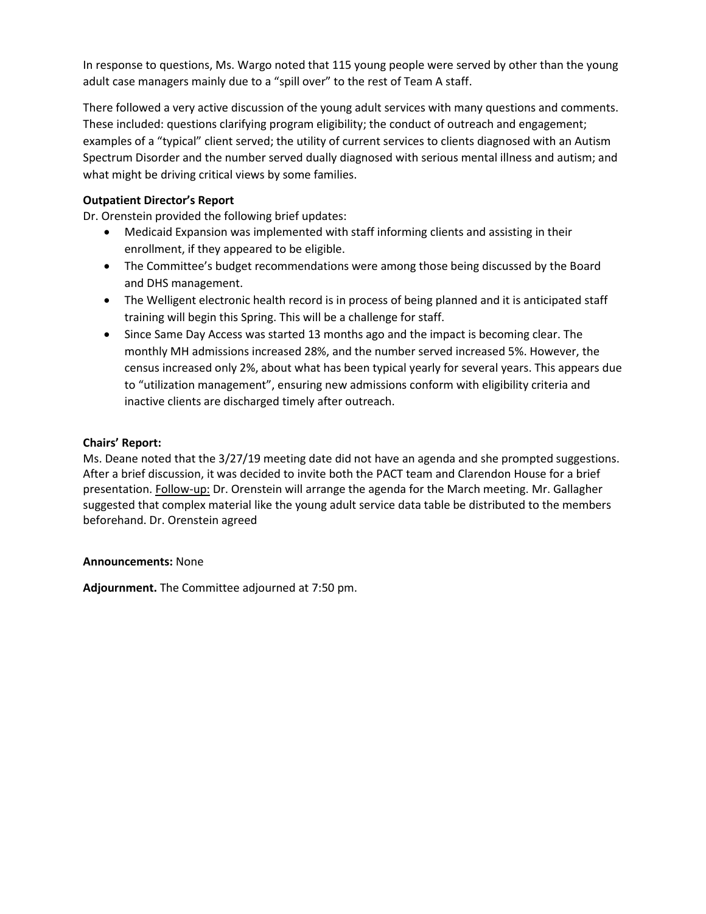In response to questions, Ms. Wargo noted that 115 young people were served by other than the young adult case managers mainly due to a "spill over" to the rest of Team A staff.

There followed a very active discussion of the young adult services with many questions and comments. These included: questions clarifying program eligibility; the conduct of outreach and engagement; examples of a "typical" client served; the utility of current services to clients diagnosed with an Autism Spectrum Disorder and the number served dually diagnosed with serious mental illness and autism; and what might be driving critical views by some families.

**Outpatient Director's Report**

Dr. Orenstein provided the following brief updates:

- Medicaid Expansion was implemented with staff informing clients and assisting in their enrollment, if they appeared to be eligible.
- The Committee's budget recommendations were among those being discussed by the Board and DHS management.
- The Welligent electronic health record is in process of being planned and it is anticipated staff training will begin this Spring. This will be a challenge for staff.
- Since Same Day Access was started 13 months ago and the impact is becoming clear. The monthly MH admissions increased 28%, and the number served increased 5%. However, the census increased only 2%, about what has been typical yearly for several years. This appears due to "utilization management", ensuring new admissions conform with eligibility criteria and inactive clients are discharged timely after outreach.

**Chairs' Report:**

Ms. Deane noted that the 3/27/19 meeting date did not have an agenda and she prompted suggestions. After a brief discussion, it was decided to invite both the PACT team and Clarendon House for a brief presentation. <u>Follow-up:</u> Dr. Orenstein will arrange the agenda for the March meeting. Mr. Gallagher suggested that complex material like the young adult service data table be distributed to the members beforehand. Dr. Orenstein agreed

**Announcements:** None

**Adjournment.** The Committee adjourned at 7:50 pm.